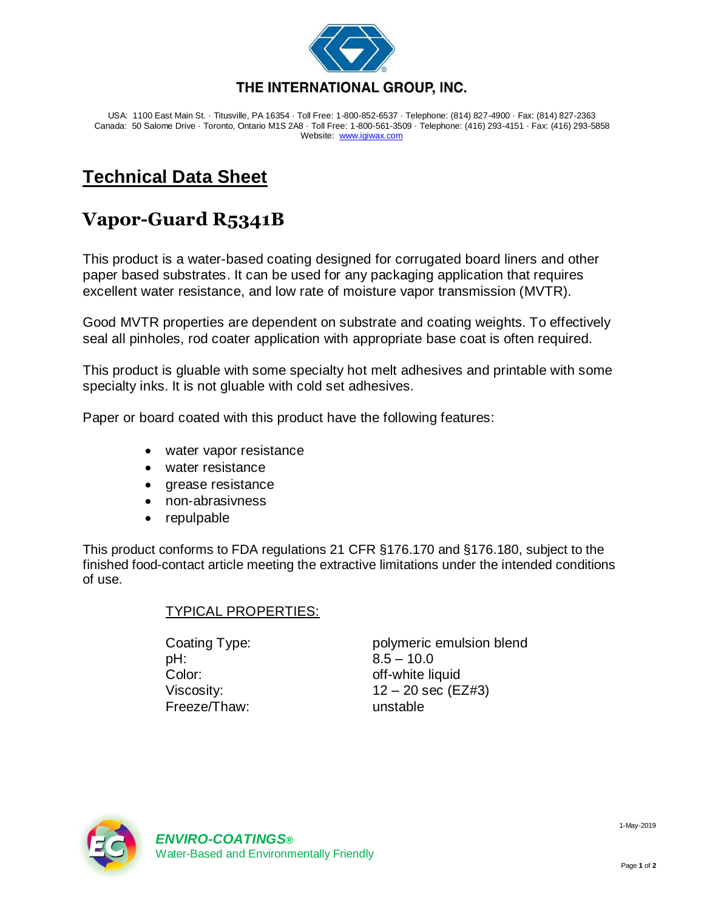**THE INTERNATIONAL GROUP, INC.**

USA: 1100 East Main St. · Titusville, PA 16354 · Toll Free: 1-800-852-6537 · Telephone: (814) 827-4900 · Fax: (814) 827-2363
Canada: 50 Salome Drive · Toronto, Ontario M1S 2A8 · Toll Free: 1-800-561-3509 · Telephone: (416) 293-4151 · Fax: (416) 293-5858
Website: www.igiwax.com

# Technical Data Sheet

## Vapor-Guard R5341B

This product is a water-based coating designed for corrugated board liners and other paper based substrates. It can be used for any packaging application that requires excellent water resistance, and low rate of moisture vapor transmission (MVTR).

Good MVTR properties are dependent on substrate and coating weights. To effectively seal all pinholes, rod coater application with appropriate base coat is often required.

This product is gluable with some specialty hot melt adhesives and printable with some specialty inks. It is not gluable with cold set adhesives.

Paper or board coated with this product have the following features:

- water vapor resistance
- water resistance
- grease resistance
- non-abrasivness
- repulpable

This product conforms to FDA regulations 21 CFR §176.170 and §176.180, subject to the finished food-contact article meeting the extractive limitations under the intended conditions of use.

TYPICAL PROPERTIES:

| | |
|---|---|
| Coating Type: | polymeric emulsion blend |
| pH: | 8.5 – 10.0 |
| Color: | off-white liquid |
| Viscosity: | 12 – 20 sec (EZ#3) |
| Freeze/Thaw: | unstable |

***ENVIRO-COATINGS®***
Water-Based and Environmentally Friendly

1-May-2019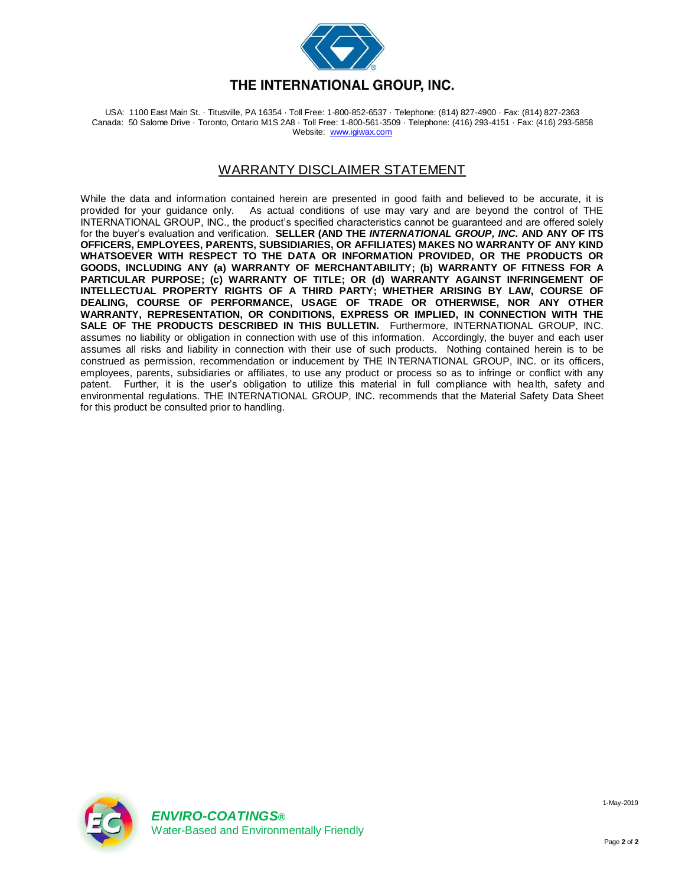# THE INTERNATIONAL GROUP, INC.

USA: 1100 East Main St. · Titusville, PA 16354 · Toll Free: 1-800-852-6537 · Telephone: (814) 827-4900 · Fax: (814) 827-2363
Canada: 50 Salome Drive · Toronto, Ontario M1S 2A8 · Toll Free: 1-800-561-3509 · Telephone: (416) 293-4151 · Fax: (416) 293-5858
Website: www.igiwax.com

## WARRANTY DISCLAIMER STATEMENT

While the data and information contained herein are presented in good faith and believed to be accurate, it is provided for your guidance only. As actual conditions of use may vary and are beyond the control of THE INTERNATIONAL GROUP, INC., the product's specified characteristics cannot be guaranteed and are offered solely for the buyer's evaluation and verification. **SELLER (AND THE *INTERNATIONAL GROUP, INC.* AND ANY OF ITS OFFICERS, EMPLOYEES, PARENTS, SUBSIDIARIES, OR AFFILIATES) MAKES NO WARRANTY OF ANY KIND WHATSOEVER WITH RESPECT TO THE DATA OR INFORMATION PROVIDED, OR THE PRODUCTS OR GOODS, INCLUDING ANY (a) WARRANTY OF MERCHANTABILITY; (b) WARRANTY OF FITNESS FOR A PARTICULAR PURPOSE; (c) WARRANTY OF TITLE; OR (d) WARRANTY AGAINST INFRINGEMENT OF INTELLECTUAL PROPERTY RIGHTS OF A THIRD PARTY; WHETHER ARISING BY LAW, COURSE OF DEALING, COURSE OF PERFORMANCE, USAGE OF TRADE OR OTHERWISE, NOR ANY OTHER WARRANTY, REPRESENTATION, OR CONDITIONS, EXPRESS OR IMPLIED, IN CONNECTION WITH THE SALE OF THE PRODUCTS DESCRIBED IN THIS BULLETIN.** Furthermore, INTERNATIONAL GROUP, INC. assumes no liability or obligation in connection with use of this information. Accordingly, the buyer and each user assumes all risks and liability in connection with their use of such products. Nothing contained herein is to be construed as permission, recommendation or inducement by THE INTERNATIONAL GROUP, INC. or its officers, employees, parents, subsidiaries or affiliates, to use any product or process so as to infringe or conflict with any patent. Further, it is the user's obligation to utilize this material in full compliance with health, safety and environmental regulations. THE INTERNATIONAL GROUP, INC. recommends that the Material Safety Data Sheet for this product be consulted prior to handling.

***ENVIRO-COATINGS®***
Water-Based and Environmentally Friendly

1-May-2019